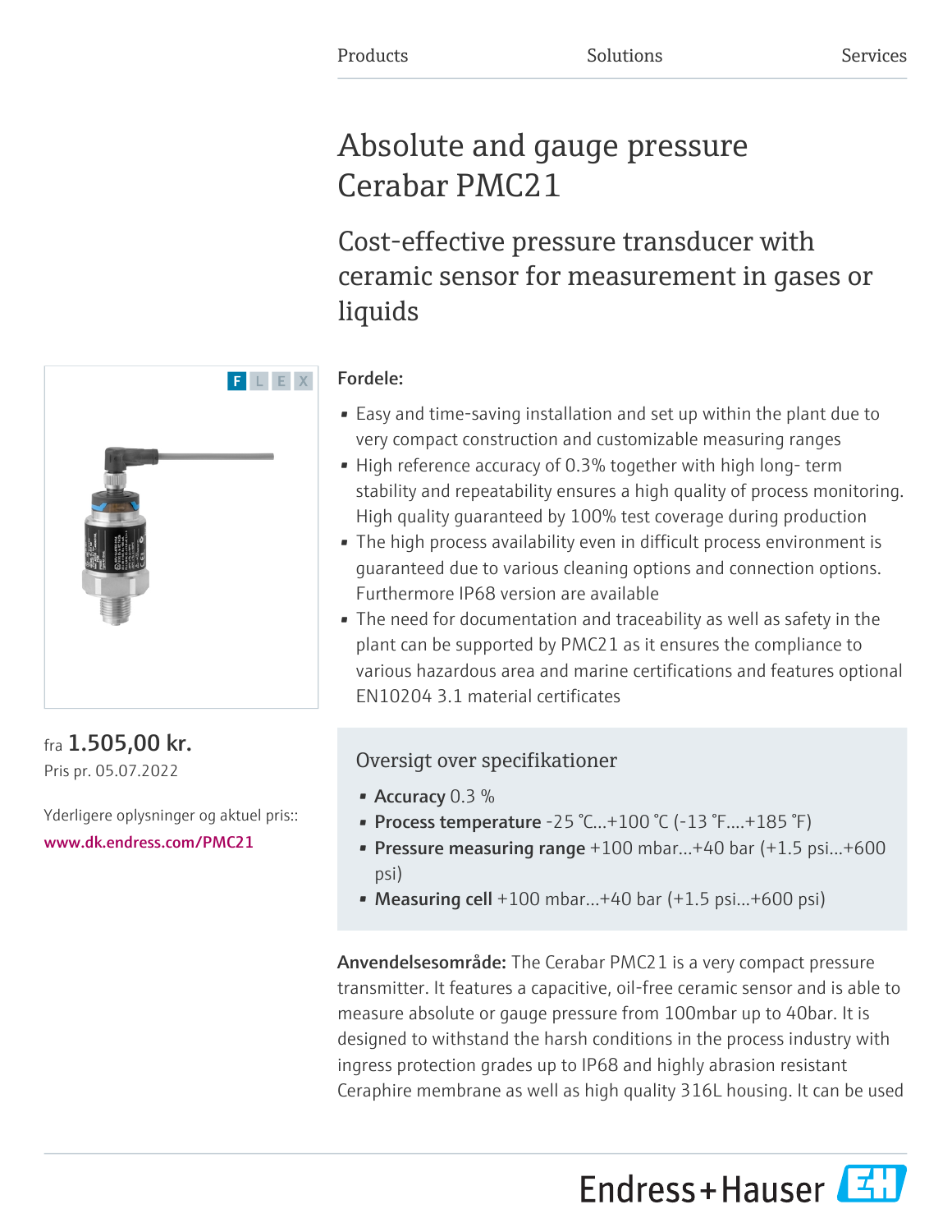Products Solutions Services

# Absolute and gauge pressure Cerabar PMC21

## Cost-effective pressure transducer with ceramic sensor for measurement in gases or liquids

F L E X

fra **1.505,00 kr.**

Pris pr. 05.07.2022

Yderligere oplysninger og aktuel pris::

www.dk.endress.com/PMC21

### Fordele:

- Easy and time-saving installation and set up within the plant due to very compact construction and customizable measuring ranges
- High reference accuracy of 0.3% together with high long- term stability and repeatability ensures a high quality of process monitoring. High quality guaranteed by 100% test coverage during production
- The high process availability even in difficult process environment is guaranteed due to various cleaning options and connection options. Furthermore IP68 version are available
- The need for documentation and traceability as well as safety in the plant can be supported by PMC21 as it ensures the compliance to various hazardous area and marine certifications and features optional EN10204 3.1 material certificates

### Oversigt over specifikationer

- **Accuracy** 0.3 %
- **Process temperature** -25 °C...+100 °C (-13 °F....+185 °F)
- **Pressure measuring range** +100 mbar...+40 bar (+1.5 psi...+600 psi)
- **Measuring cell** +100 mbar...+40 bar (+1.5 psi...+600 psi)

**Anvendelsesområde:** The Cerabar PMC21 is a very compact pressure transmitter. It features a capacitive, oil-free ceramic sensor and is able to measure absolute or gauge pressure from 100mbar up to 40bar. It is designed to withstand the harsh conditions in the process industry with ingress protection grades up to IP68 and highly abrasion resistant Ceraphire membrane as well as high quality 316L housing. It can be used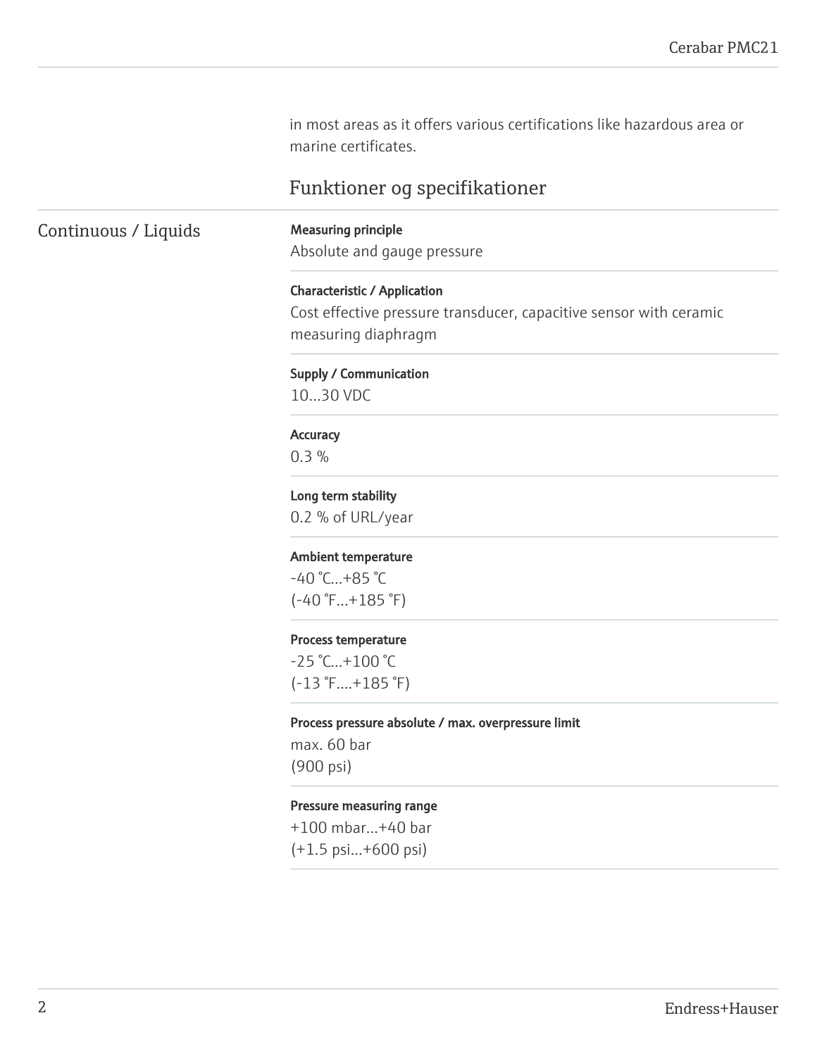in most areas as it offers various certifications like hazardous area or marine certificates.

## Funktioner og specifikationer

### Continuous / Liquids

**Measuring principle**
Absolute and gauge pressure

**Characteristic / Application**
Cost effective pressure transducer, capacitive sensor with ceramic measuring diaphragm

**Supply / Communication**
10...30 VDC

**Accuracy**
0.3 %

**Long term stability**
0.2 % of URL/year

**Ambient temperature**
-40 °C...+85 °C
(-40 °F...+185 °F)

**Process temperature**
-25 °C...+100 °C
(-13 °F....+185 °F)

**Process pressure absolute / max. overpressure limit**
max. 60 bar
(900 psi)

**Pressure measuring range**
+100 mbar...+40 bar
(+1.5 psi...+600 psi)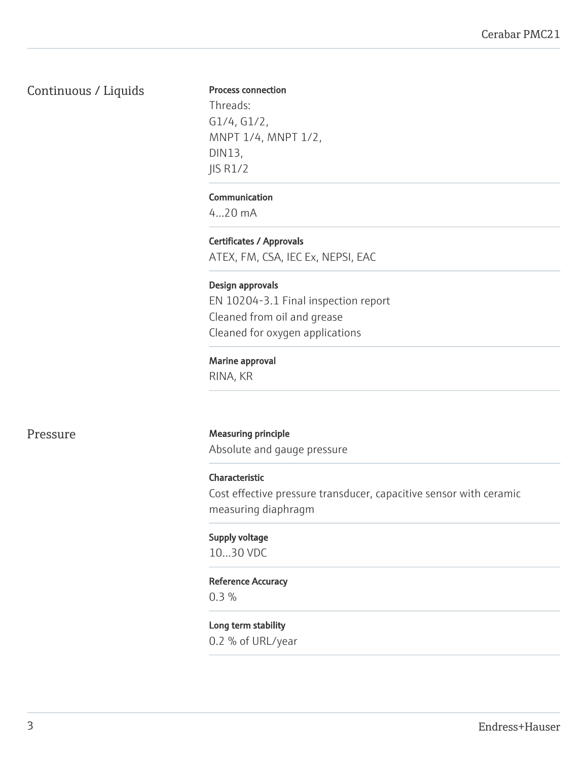## Continuous / Liquids

**Process connection**

Threads:
G1/4, G1/2,
MNPT 1/4, MNPT 1/2,
DIN13,
JIS R1/2

**Communication**

4...20 mA

**Certificates / Approvals**

ATEX, FM, CSA, IEC Ex, NEPSI, EAC

**Design approvals**

EN 10204-3.1 Final inspection report
Cleaned from oil and grease
Cleaned for oxygen applications

**Marine approval**

RINA, KR

## Pressure

**Measuring principle**

Absolute and gauge pressure

**Characteristic**

Cost effective pressure transducer, capacitive sensor with ceramic measuring diaphragm

**Supply voltage**

10...30 VDC

**Reference Accuracy**

0.3 %

**Long term stability**

0.2 % of URL/year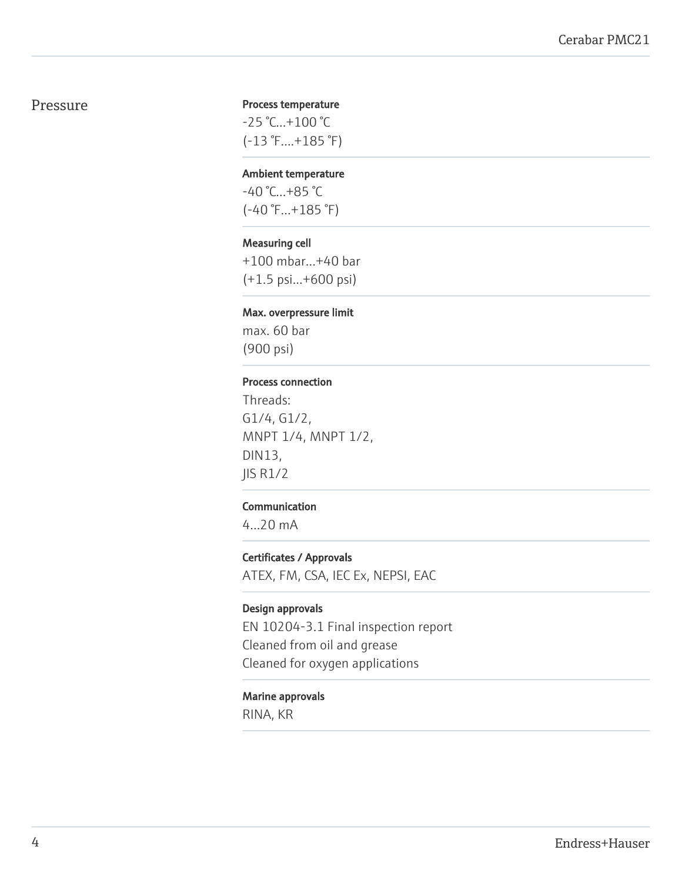## Pressure

**Process temperature**

-25 °C...+100 °C
(-13 °F....+185 °F)

**Ambient temperature**

-40 °C...+85 °C
(-40 °F...+185 °F)

**Measuring cell**

+100 mbar...+40 bar
(+1.5 psi...+600 psi)

**Max. overpressure limit**

max. 60 bar
(900 psi)

**Process connection**

Threads:
G1/4, G1/2,
MNPT 1/4, MNPT 1/2,
DIN13,
JIS R1/2

**Communication**

4...20 mA

**Certificates / Approvals**

ATEX, FM, CSA, IEC Ex, NEPSI, EAC

**Design approvals**

EN 10204-3.1 Final inspection report
Cleaned from oil and grease
Cleaned for oxygen applications

**Marine approvals**

RINA, KR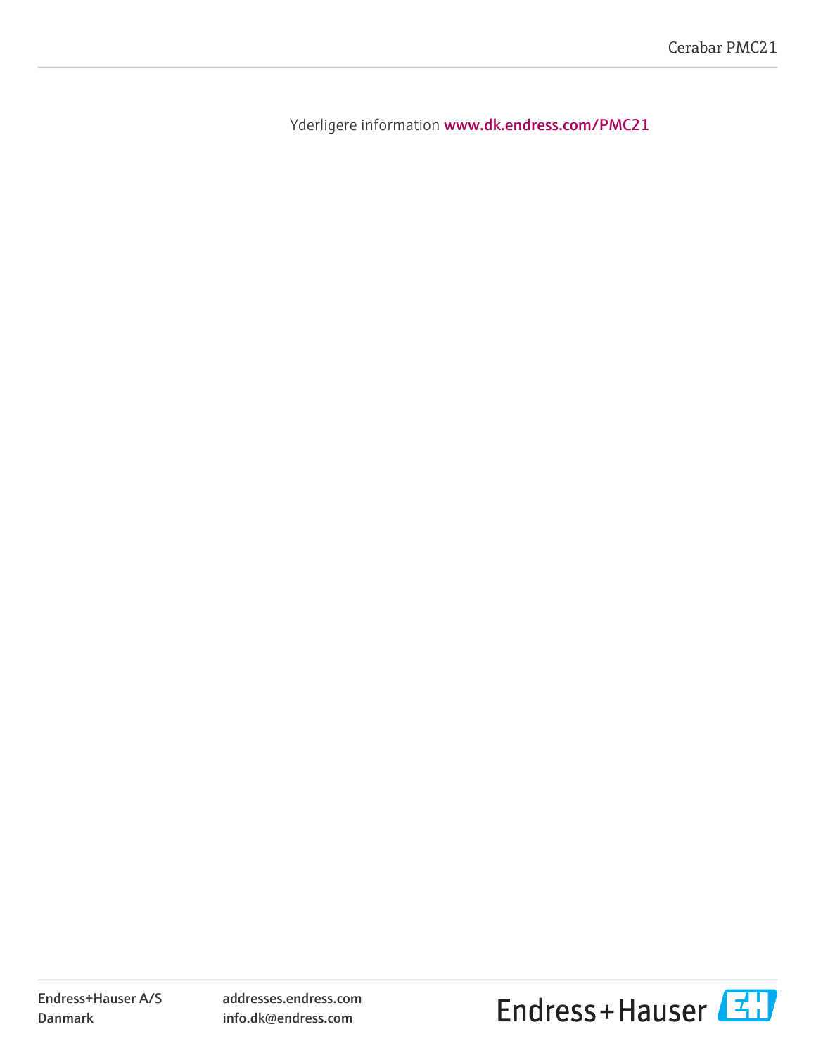Yderligere information **www.dk.endress.com/PMC21**

Endress+Hauser A/S
Danmark

addresses.endress.com
info.dk@endress.com

Endress+Hauser